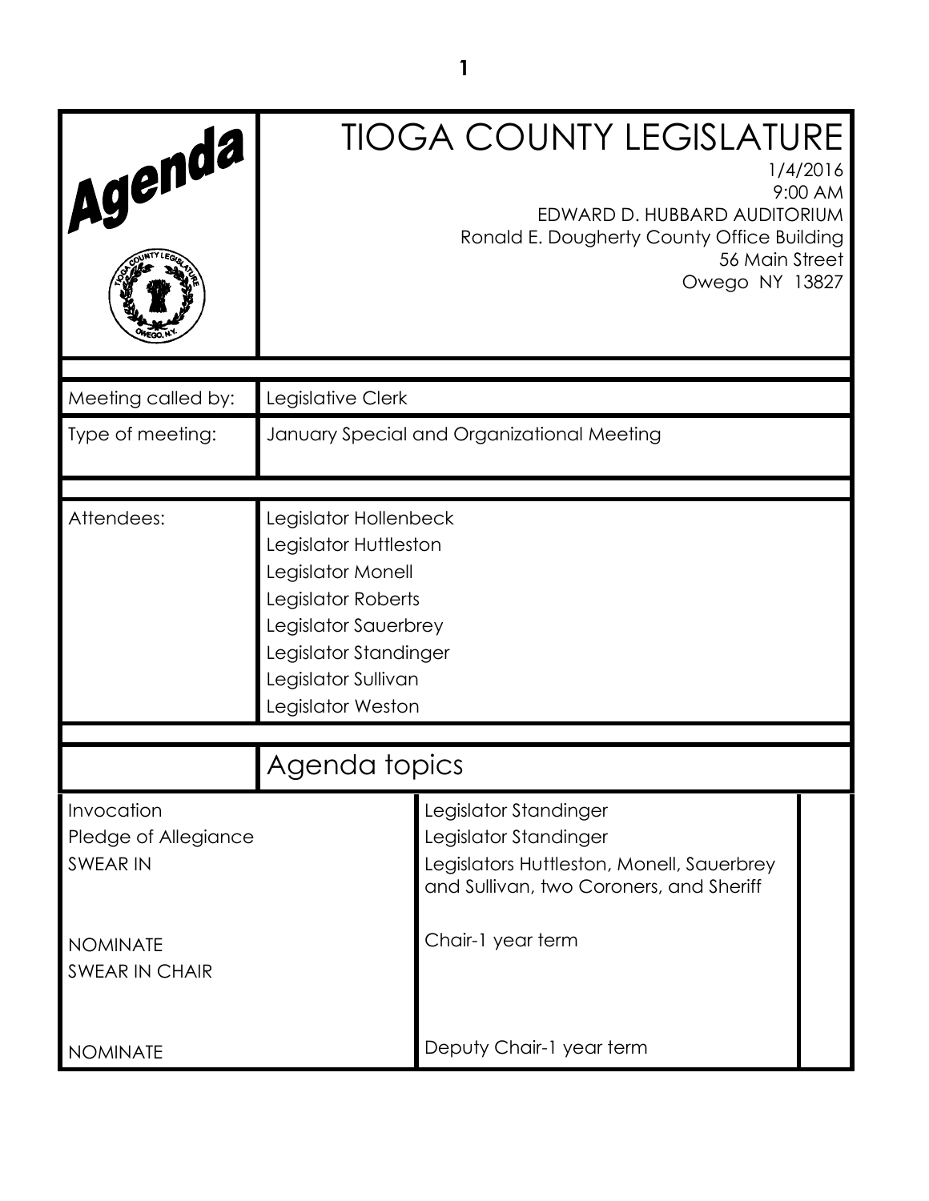# Agenda

## TIOGA COUNTY LEGISLATURE

1/4/2016
9:00 AM
EDWARD D. HUBBARD AUDITORIUM
Ronald E. Dougherty County Office Building
56 Main Street
Owego NY 13827

| | |
|---|---|
| Meeting called by: | Legislative Clerk |
| Type of meeting: | January Special and Organizational Meeting |
| Attendees: | Legislator Hollenbeck<br>Legislator Huttleston<br>Legislator Monell<br>Legislator Roberts<br>Legislator Sauerbrey<br>Legislator Standinger<br>Legislator Sullivan<br>Legislator Weston |

## Agenda topics

| | | |
|---|---|---|
| Invocation | Legislator Standinger | |
| Pledge of Allegiance | Legislator Standinger | |
| SWEAR IN | Legislators Huttleston, Monell, Sauerbrey and Sullivan, two Coroners, and Sheriff | |
| NOMINATE | Chair-1 year term | |
| SWEAR IN CHAIR | | |
| NOMINATE | Deputy Chair-1 year term | |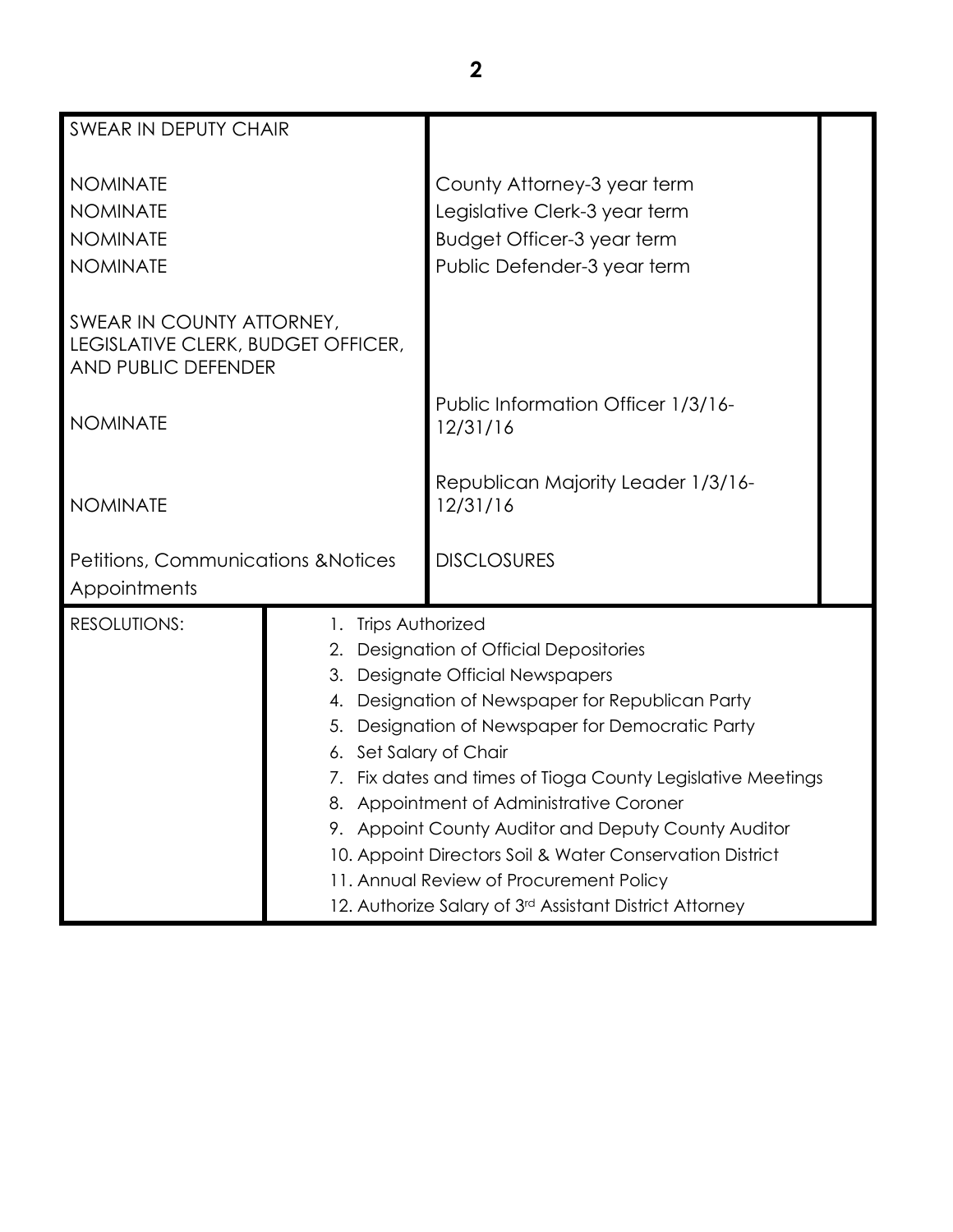| | | |
|---|---|---|
| SWEAR IN DEPUTY CHAIR | | |
| NOMINATE | County Attorney-3 year term | |
| NOMINATE | Legislative Clerk-3 year term | |
| NOMINATE | Budget Officer-3 year term | |
| NOMINATE | Public Defender-3 year term | |
| SWEAR IN COUNTY ATTORNEY, LEGISLATIVE CLERK, BUDGET OFFICER, AND PUBLIC DEFENDER | | |
| NOMINATE | Public Information Officer 1/3/16-12/31/16 | |
| NOMINATE | Republican Majority Leader 1/3/16-12/31/16 | |
| Petitions, Communications &Notices Appointments | DISCLOSURES | |

| RESOLUTIONS: | |
|---|---|
| | 1. Trips Authorized<br>2. Designation of Official Depositories<br>3. Designate Official Newspapers<br>4. Designation of Newspaper for Republican Party<br>5. Designation of Newspaper for Democratic Party<br>6. Set Salary of Chair<br>7. Fix dates and times of Tioga County Legislative Meetings<br>8. Appointment of Administrative Coroner<br>9. Appoint County Auditor and Deputy County Auditor<br>10. Appoint Directors Soil & Water Conservation District<br>11. Annual Review of Procurement Policy<br>12. Authorize Salary of 3rd Assistant District Attorney |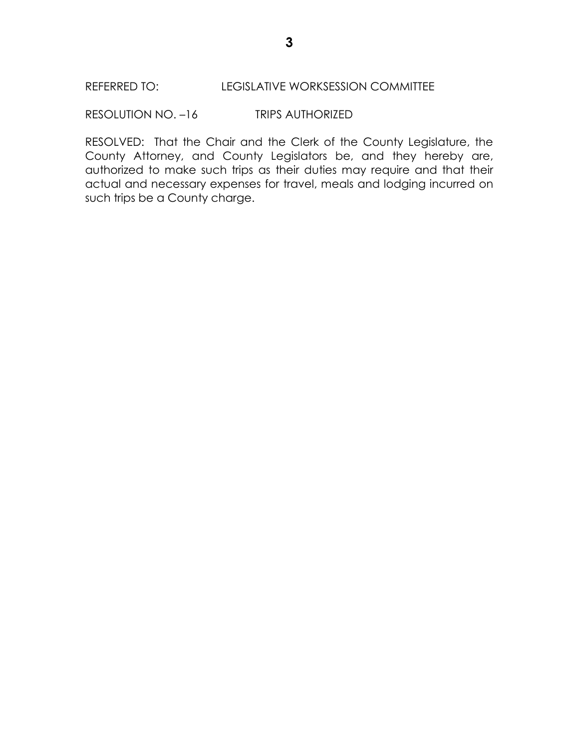REFERRED TO: LEGISLATIVE WORKSESSION COMMITTEE

RESOLUTION NO. –16 TRIPS AUTHORIZED

RESOLVED: That the Chair and the Clerk of the County Legislature, the County Attorney, and County Legislators be, and they hereby are, authorized to make such trips as their duties may require and that their actual and necessary expenses for travel, meals and lodging incurred on such trips be a County charge.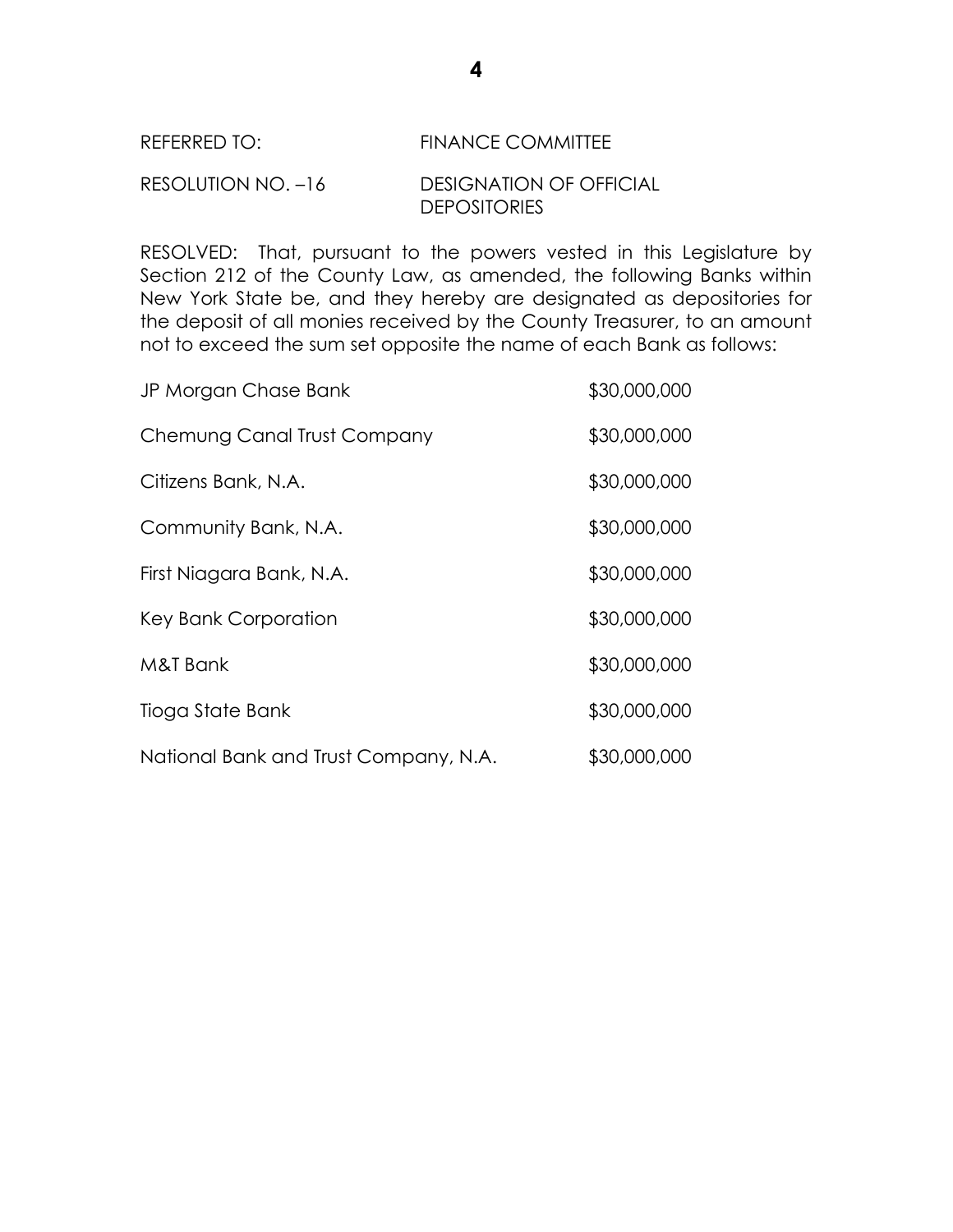REFERRED TO: FINANCE COMMITTEE

RESOLUTION NO. –16 DESIGNATION OF OFFICIAL DEPOSITORIES

RESOLVED: That, pursuant to the powers vested in this Legislature by Section 212 of the County Law, as amended, the following Banks within New York State be, and they hereby are designated as depositories for the deposit of all monies received by the County Treasurer, to an amount not to exceed the sum set opposite the name of each Bank as follows:

| | |
|---|---|
| JP Morgan Chase Bank | $30,000,000 |
| Chemung Canal Trust Company | $30,000,000 |
| Citizens Bank, N.A. | $30,000,000 |
| Community Bank, N.A. | $30,000,000 |
| First Niagara Bank, N.A. | $30,000,000 |
| Key Bank Corporation | $30,000,000 |
| M&T Bank | $30,000,000 |
| Tioga State Bank | $30,000,000 |
| National Bank and Trust Company, N.A. | $30,000,000 |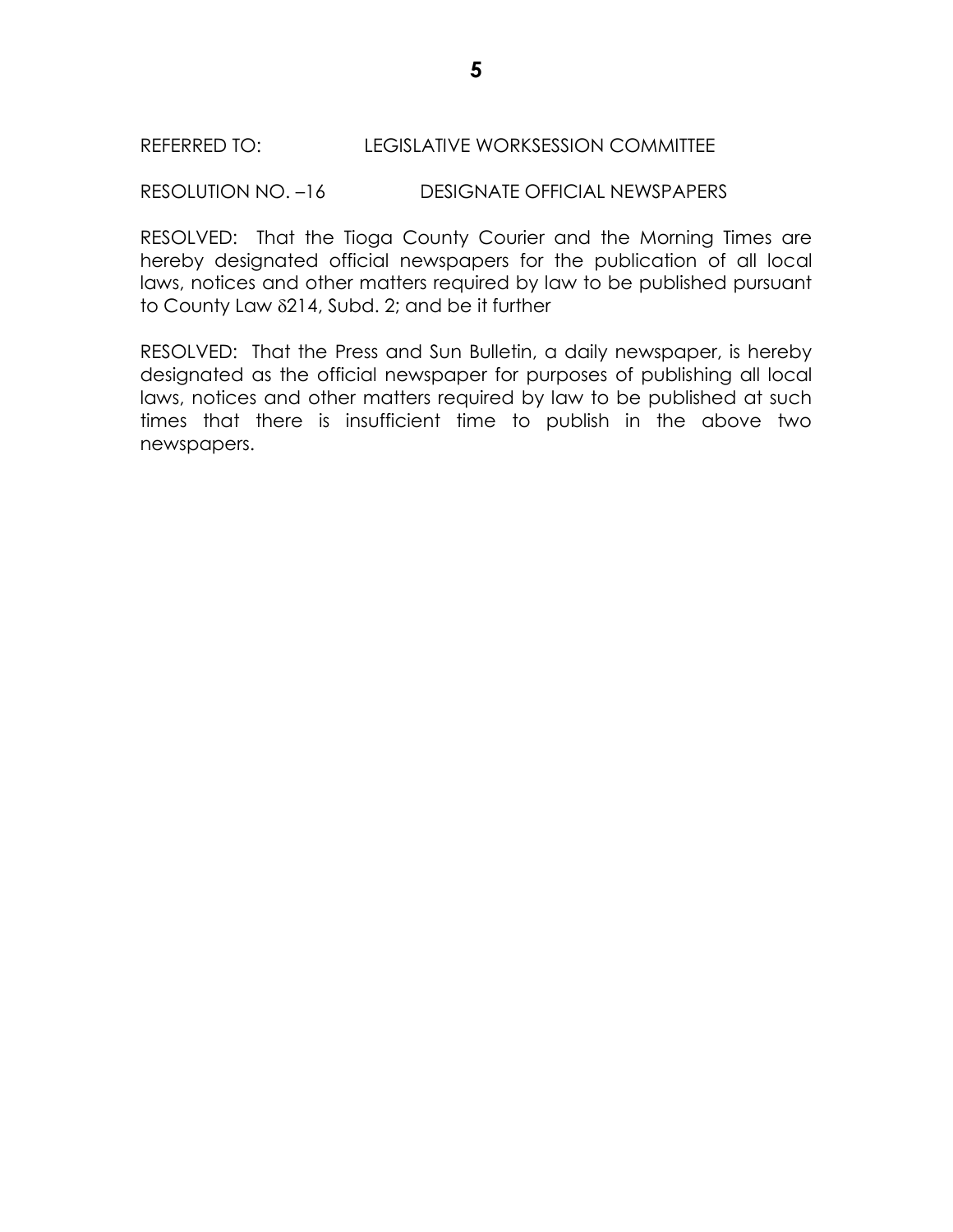REFERRED TO: LEGISLATIVE WORKSESSION COMMITTEE

RESOLUTION NO. –16 DESIGNATE OFFICIAL NEWSPAPERS

RESOLVED: That the Tioga County Courier and the Morning Times are hereby designated official newspapers for the publication of all local laws, notices and other matters required by law to be published pursuant to County Law δ214, Subd. 2; and be it further

RESOLVED: That the Press and Sun Bulletin, a daily newspaper, is hereby designated as the official newspaper for purposes of publishing all local laws, notices and other matters required by law to be published at such times that there is insufficient time to publish in the above two newspapers.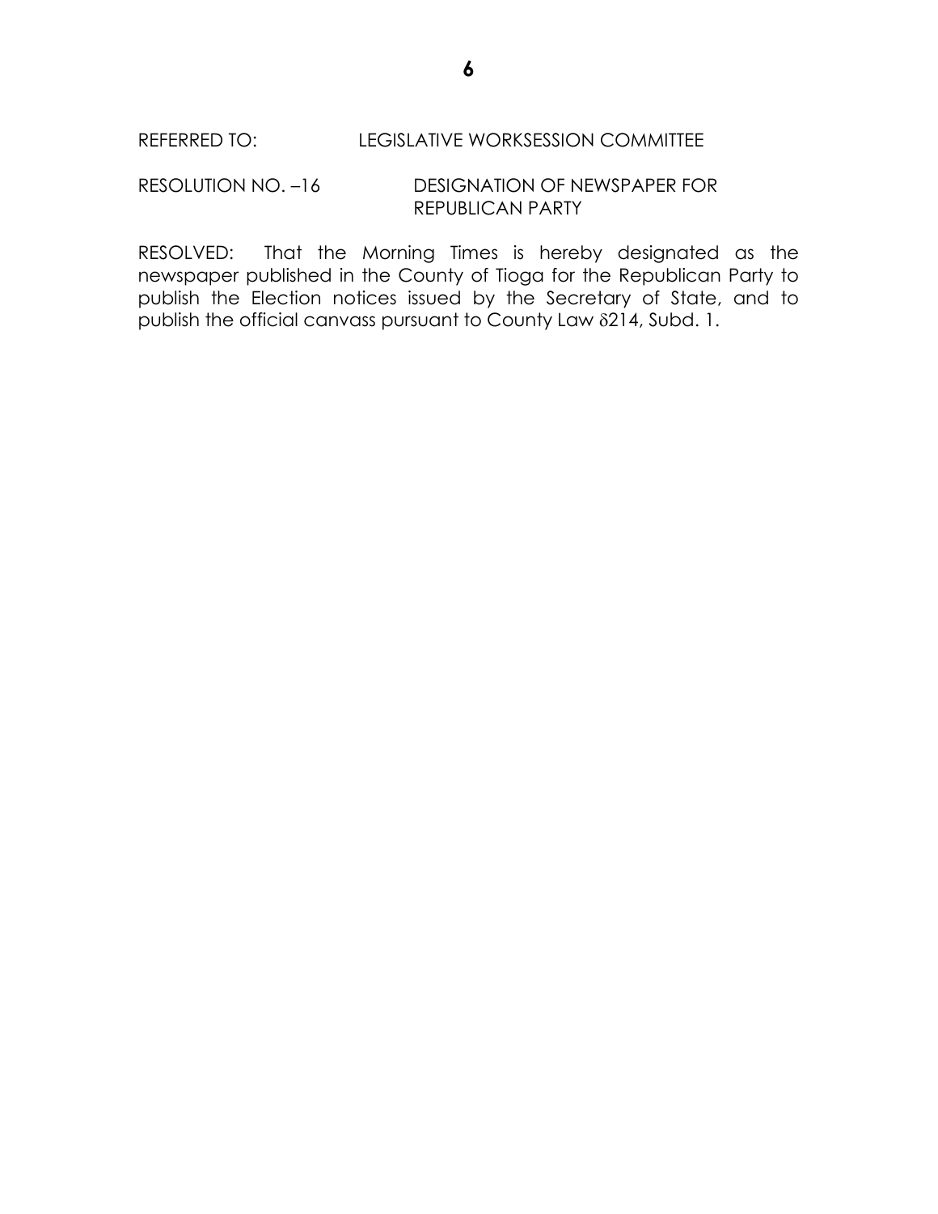REFERRED TO: LEGISLATIVE WORKSESSION COMMITTEE

RESOLUTION NO. –16 DESIGNATION OF NEWSPAPER FOR REPUBLICAN PARTY

RESOLVED: That the Morning Times is hereby designated as the newspaper published in the County of Tioga for the Republican Party to publish the Election notices issued by the Secretary of State, and to publish the official canvass pursuant to County Law δ214, Subd. 1.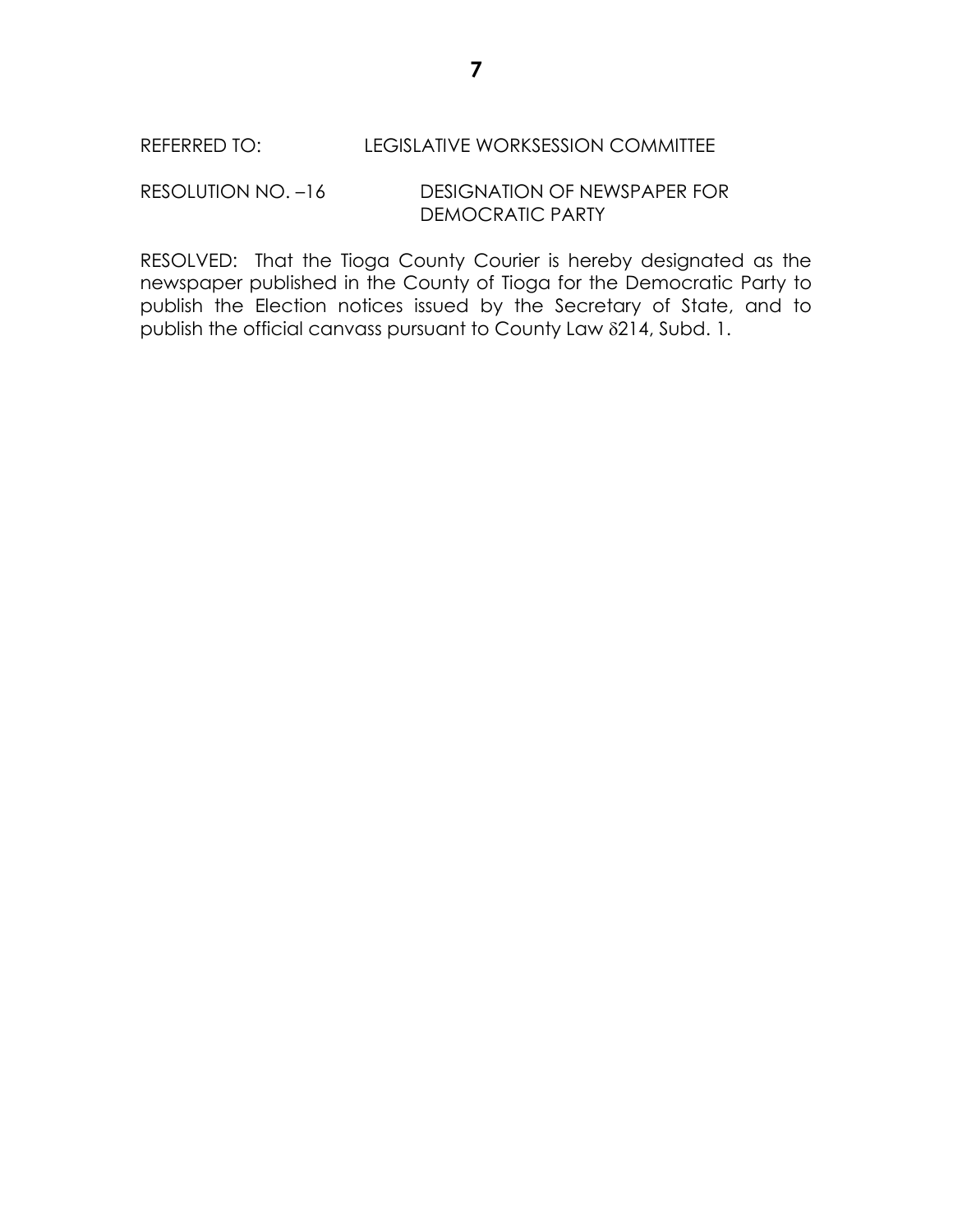REFERRED TO: LEGISLATIVE WORKSESSION COMMITTEE

RESOLUTION NO. –16 DESIGNATION OF NEWSPAPER FOR DEMOCRATIC PARTY

RESOLVED: That the Tioga County Courier is hereby designated as the newspaper published in the County of Tioga for the Democratic Party to publish the Election notices issued by the Secretary of State, and to publish the official canvass pursuant to County Law δ214, Subd. 1.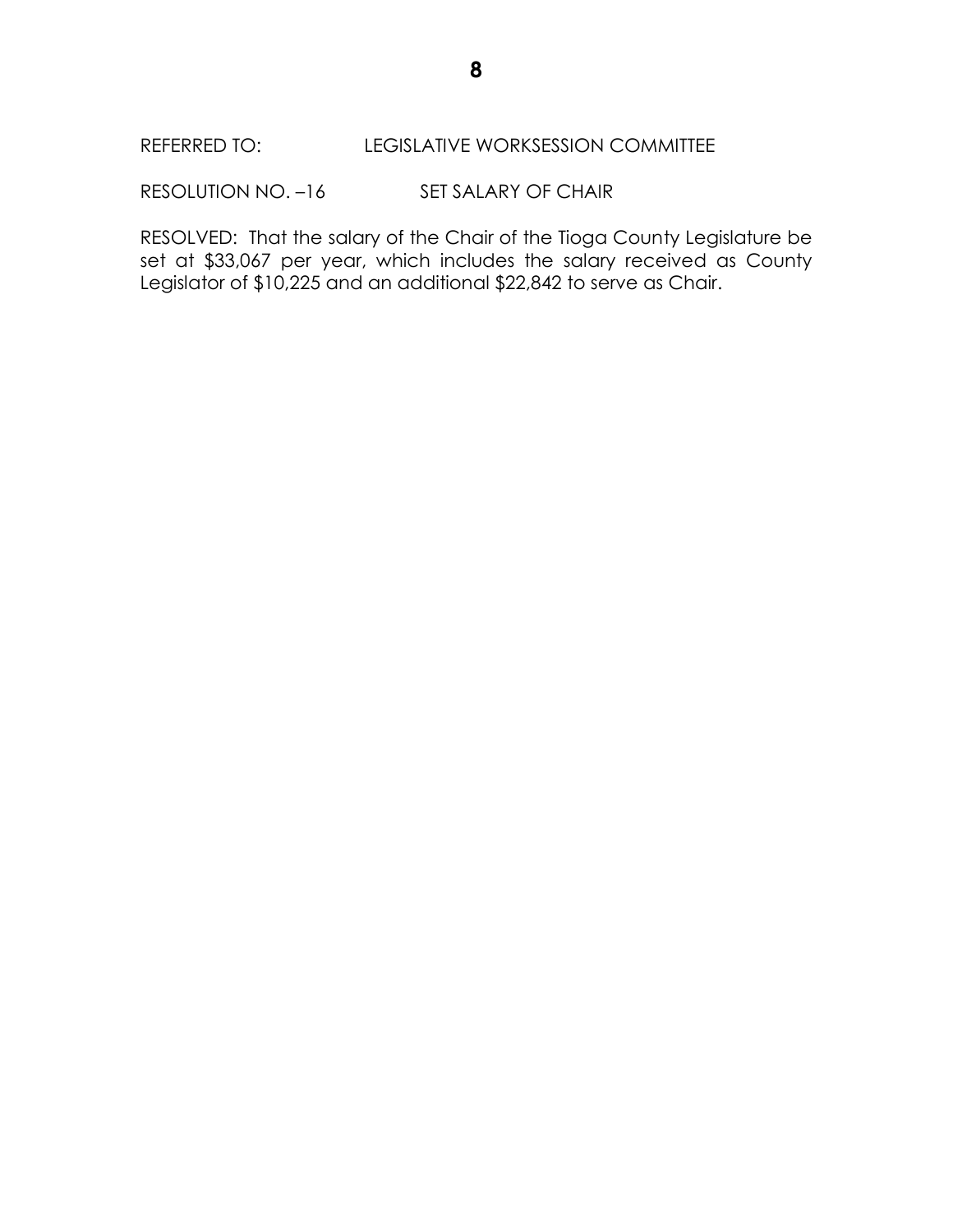REFERRED TO: LEGISLATIVE WORKSESSION COMMITTEE

RESOLUTION NO. –16 SET SALARY OF CHAIR

RESOLVED: That the salary of the Chair of the Tioga County Legislature be set at $33,067 per year, which includes the salary received as County Legislator of $10,225 and an additional $22,842 to serve as Chair.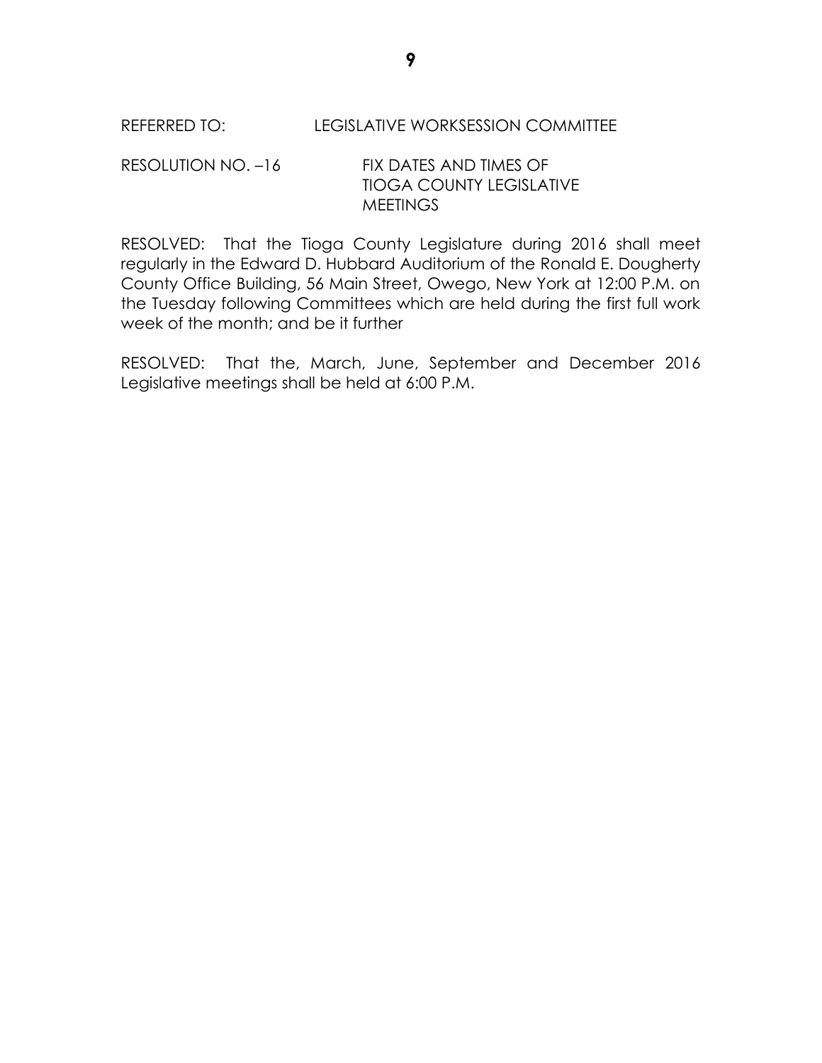REFERRED TO: LEGISLATIVE WORKSESSION COMMITTEE

RESOLUTION NO. –16 FIX DATES AND TIMES OF TIOGA COUNTY LEGISLATIVE MEETINGS

RESOLVED: That the Tioga County Legislature during 2016 shall meet regularly in the Edward D. Hubbard Auditorium of the Ronald E. Dougherty County Office Building, 56 Main Street, Owego, New York at 12:00 P.M. on the Tuesday following Committees which are held during the first full work week of the month; and be it further

RESOLVED: That the, March, June, September and December 2016 Legislative meetings shall be held at 6:00 P.M.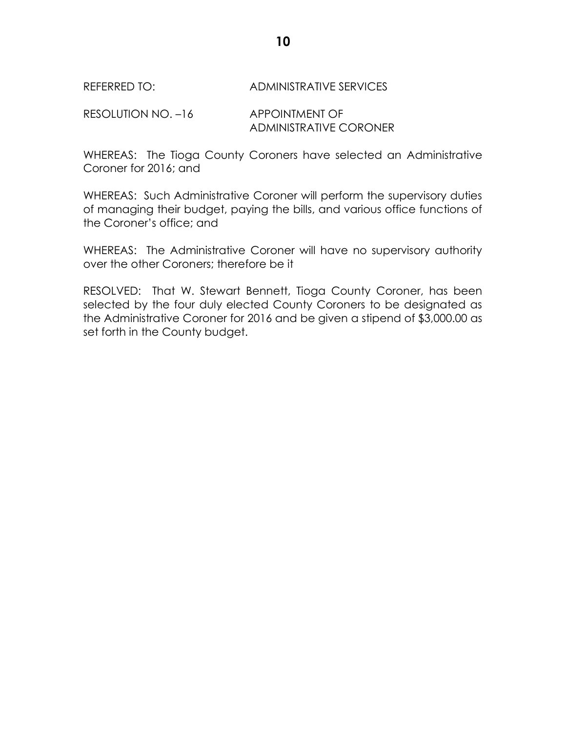REFERRED TO: ADMINISTRATIVE SERVICES

RESOLUTION NO. –16 APPOINTMENT OF ADMINISTRATIVE CORONER

WHEREAS: The Tioga County Coroners have selected an Administrative Coroner for 2016; and

WHEREAS: Such Administrative Coroner will perform the supervisory duties of managing their budget, paying the bills, and various office functions of the Coroner's office; and

WHEREAS: The Administrative Coroner will have no supervisory authority over the other Coroners; therefore be it

RESOLVED: That W. Stewart Bennett, Tioga County Coroner, has been selected by the four duly elected County Coroners to be designated as the Administrative Coroner for 2016 and be given a stipend of $3,000.00 as set forth in the County budget.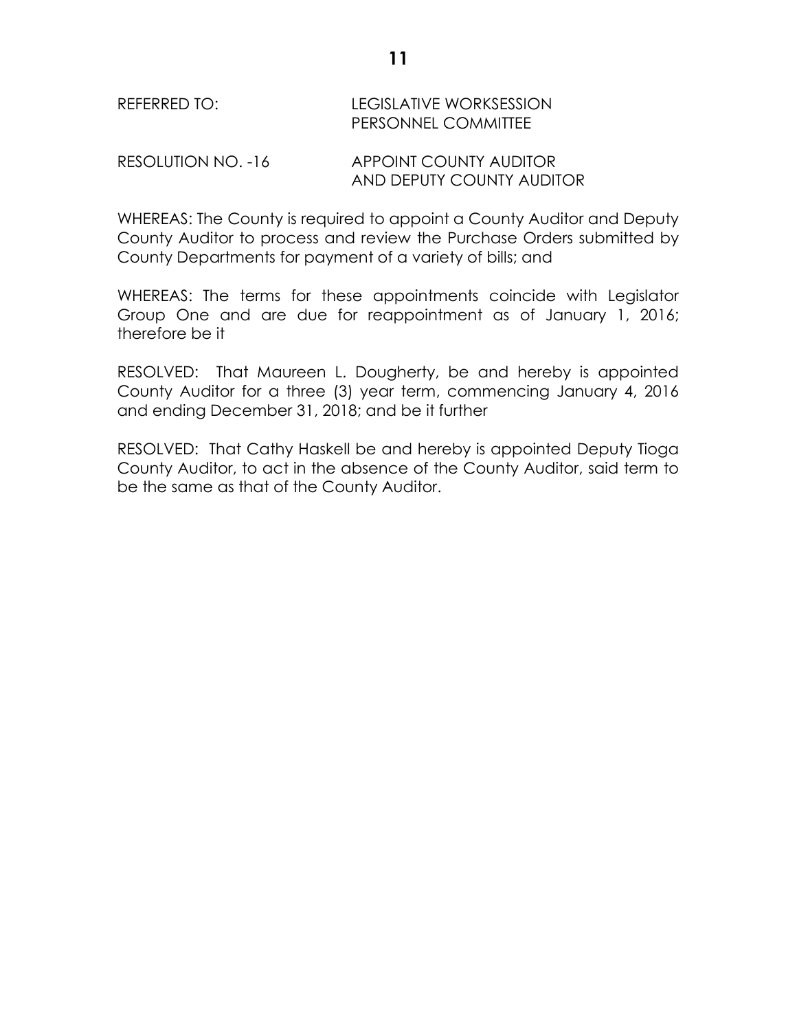REFERRED TO: LEGISLATIVE WORKSESSION
PERSONNEL COMMITTEE

RESOLUTION NO. -16 APPOINT COUNTY AUDITOR AND DEPUTY COUNTY AUDITOR

WHEREAS: The County is required to appoint a County Auditor and Deputy County Auditor to process and review the Purchase Orders submitted by County Departments for payment of a variety of bills; and

WHEREAS: The terms for these appointments coincide with Legislator Group One and are due for reappointment as of January 1, 2016; therefore be it

RESOLVED: That Maureen L. Dougherty, be and hereby is appointed County Auditor for a three (3) year term, commencing January 4, 2016 and ending December 31, 2018; and be it further

RESOLVED: That Cathy Haskell be and hereby is appointed Deputy Tioga County Auditor, to act in the absence of the County Auditor, said term to be the same as that of the County Auditor.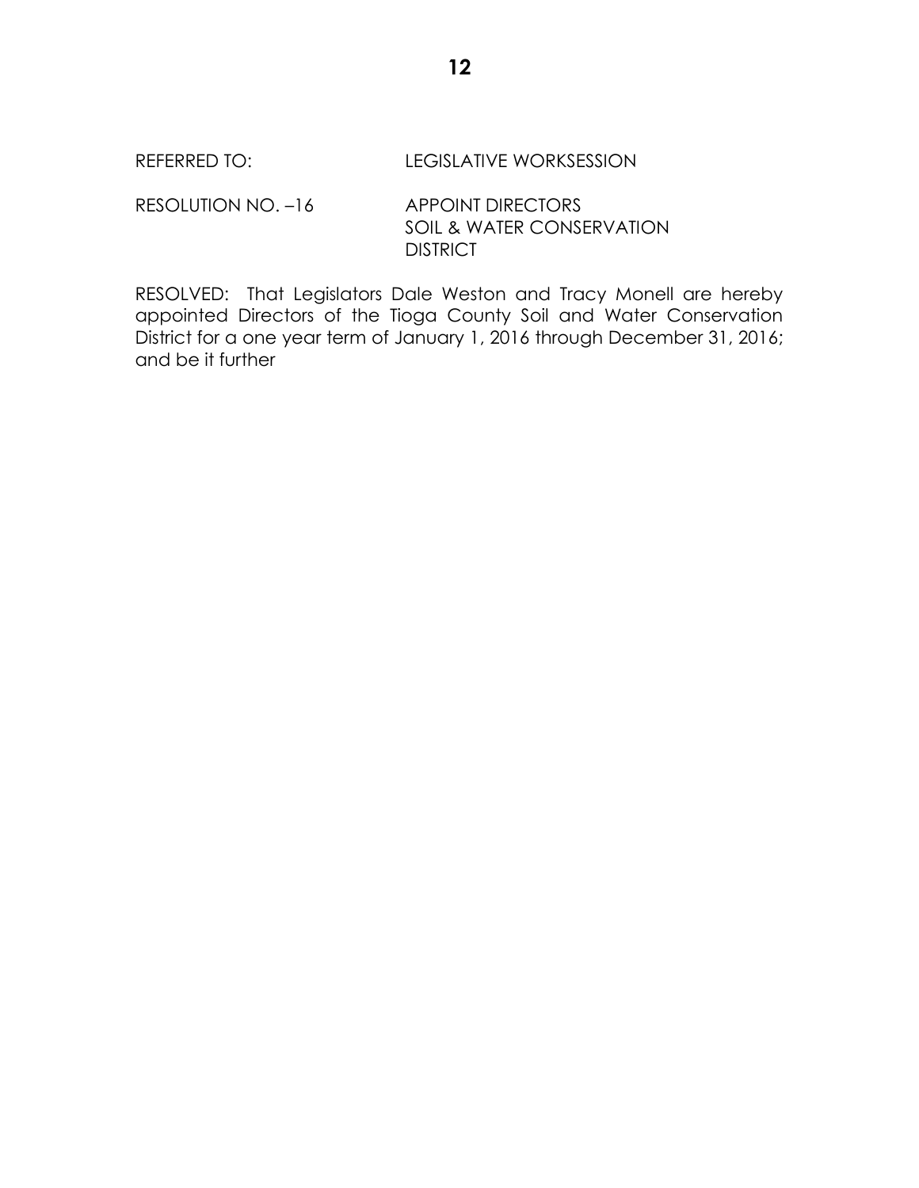REFERRED TO: LEGISLATIVE WORKSESSION

RESOLUTION NO. –16 APPOINT DIRECTORS SOIL & WATER CONSERVATION DISTRICT

RESOLVED: That Legislators Dale Weston and Tracy Monell are hereby appointed Directors of the Tioga County Soil and Water Conservation District for a one year term of January 1, 2016 through December 31, 2016; and be it further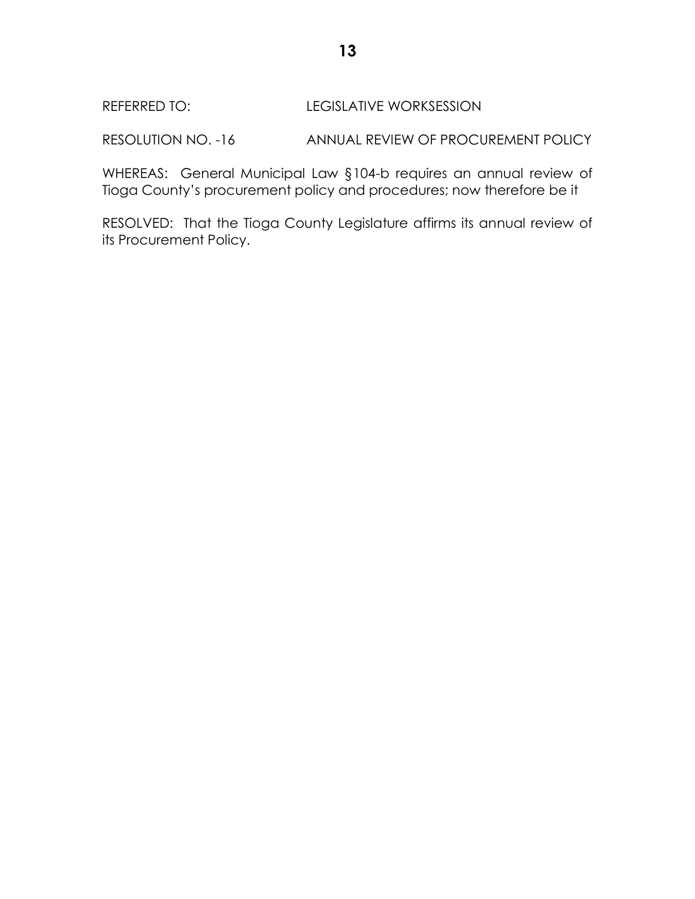REFERRED TO: LEGISLATIVE WORKSESSION

RESOLUTION NO. -16 ANNUAL REVIEW OF PROCUREMENT POLICY

WHEREAS: General Municipal Law §104-b requires an annual review of Tioga County's procurement policy and procedures; now therefore be it

RESOLVED: That the Tioga County Legislature affirms its annual review of its Procurement Policy.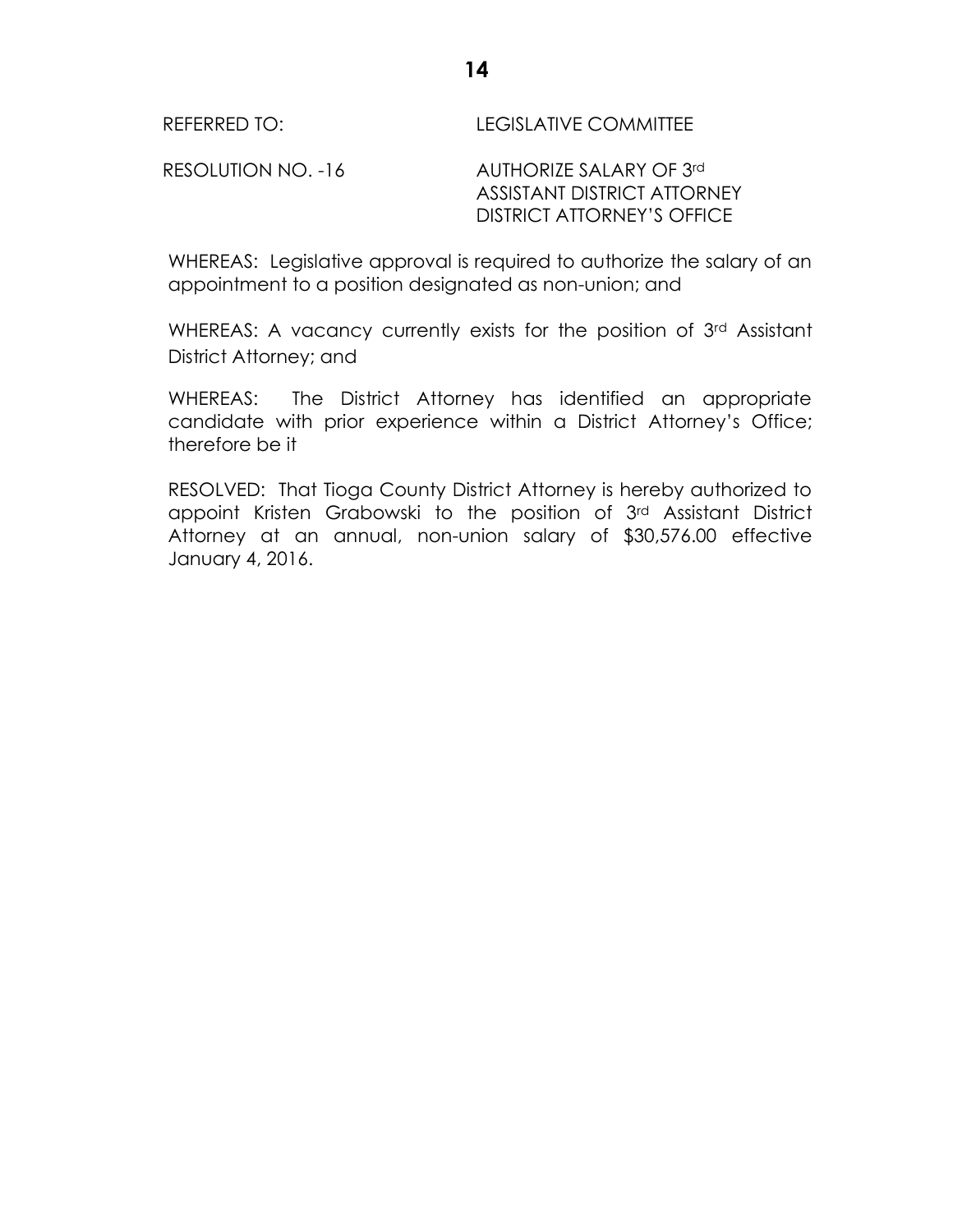REFERRED TO: LEGISLATIVE COMMITTEE

RESOLUTION NO. -16 AUTHORIZE SALARY OF 3rd ASSISTANT DISTRICT ATTORNEY DISTRICT ATTORNEY'S OFFICE

WHEREAS: Legislative approval is required to authorize the salary of an appointment to a position designated as non-union; and

WHEREAS: A vacancy currently exists for the position of 3rd Assistant District Attorney; and

WHEREAS: The District Attorney has identified an appropriate candidate with prior experience within a District Attorney's Office; therefore be it

RESOLVED: That Tioga County District Attorney is hereby authorized to appoint Kristen Grabowski to the position of 3rd Assistant District Attorney at an annual, non-union salary of $30,576.00 effective January 4, 2016.